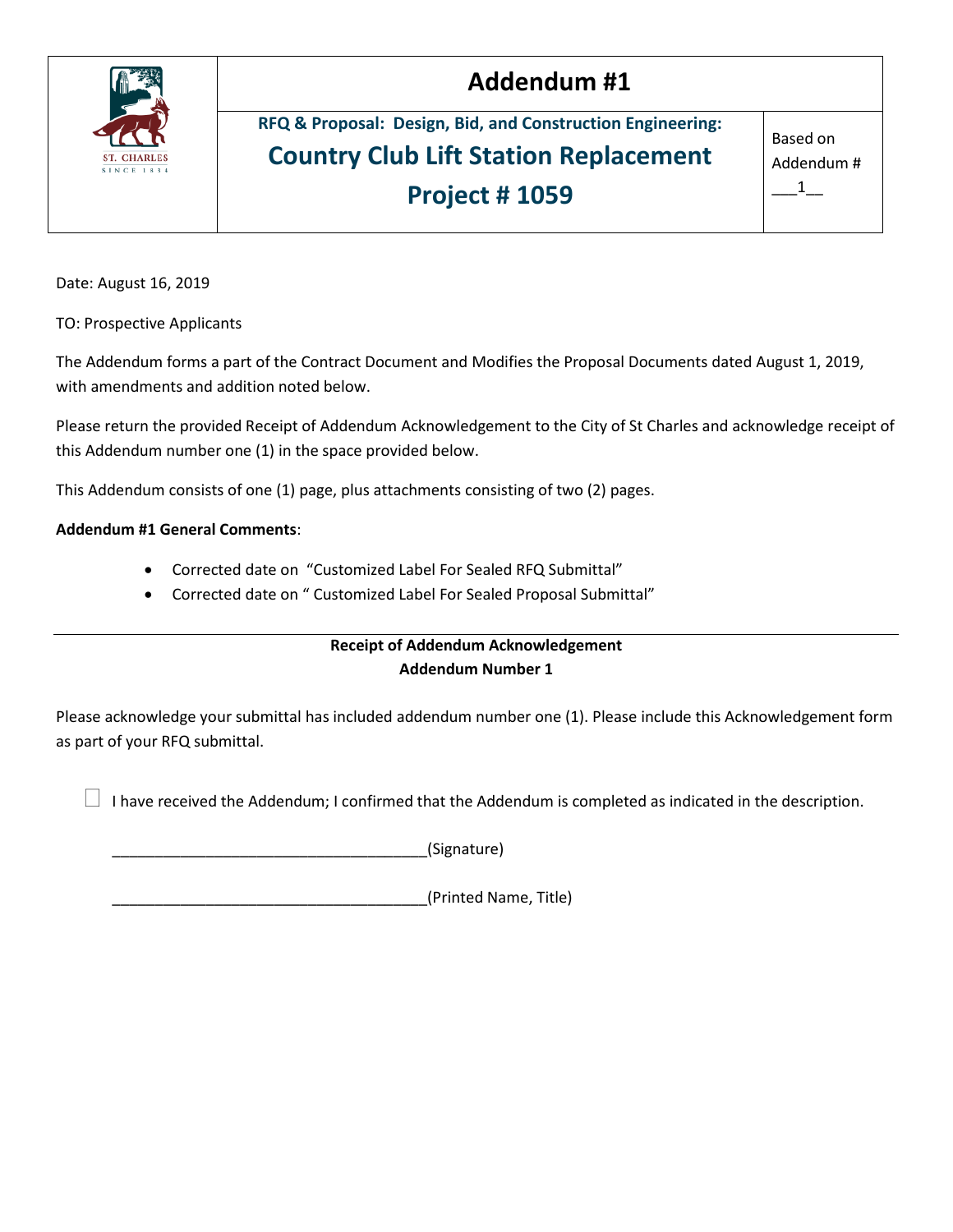# Addendum #1

**RFQ & Proposal: Design, Bid, and Construction Engineering:**

## Country Club Lift Station Replacement

## Project # 1059

Based on Addendum # ___1__

ST. CHARLES SINCE 1834

Date: August 16, 2019

TO: Prospective Applicants

The Addendum forms a part of the Contract Document and Modifies the Proposal Documents dated August 1, 2019, with amendments and addition noted below.

Please return the provided Receipt of Addendum Acknowledgement to the City of St Charles and acknowledge receipt of this Addendum number one (1) in the space provided below.

This Addendum consists of one (1) page, plus attachments consisting of two (2) pages.

**Addendum #1 General Comments**:

- Corrected date on "Customized Label For Sealed RFQ Submittal"
- Corrected date on " Customized Label For Sealed Proposal Submittal"

---

**Receipt of Addendum Acknowledgement**
**Addendum Number 1**

Please acknowledge your submittal has included addendum number one (1). Please include this Acknowledgement form as part of your RFQ submittal.

☐ I have received the Addendum; I confirmed that the Addendum is completed as indicated in the description.

_____________________________________(Signature)

_____________________________________(Printed Name, Title)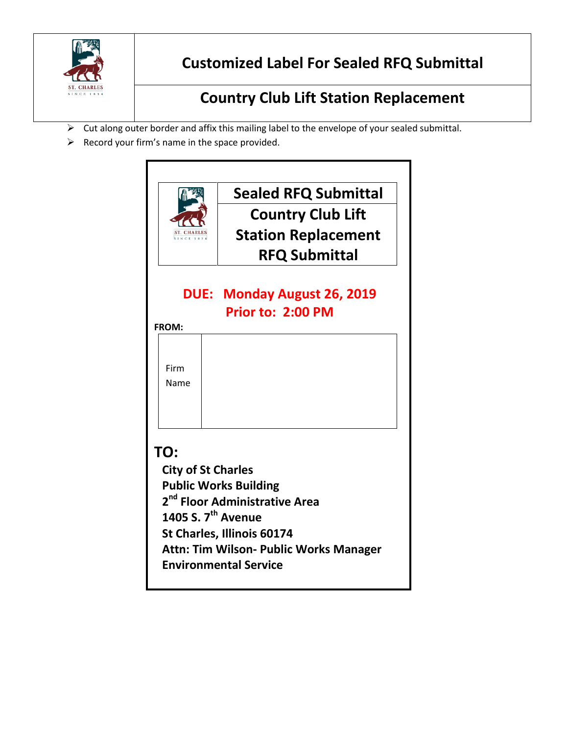# Customized Label For Sealed RFQ Submittal

## Country Club Lift Station Replacement

- Cut along outer border and affix this mailing label to the envelope of your sealed submittal.
- Record your firm's name in the space provided.

---

**Sealed RFQ Submittal**

**Country Club Lift Station Replacement RFQ Submittal**

**DUE: Monday August 26, 2019**
**Prior to: 2:00 PM**

**FROM:**

| Firm Name | |
|---|---|

**TO:**

**City of St Charles**
**Public Works Building**
**2nd Floor Administrative Area**
**1405 S. 7th Avenue**
**St Charles, Illinois 60174**
**Attn: Tim Wilson- Public Works Manager**
**Environmental Service**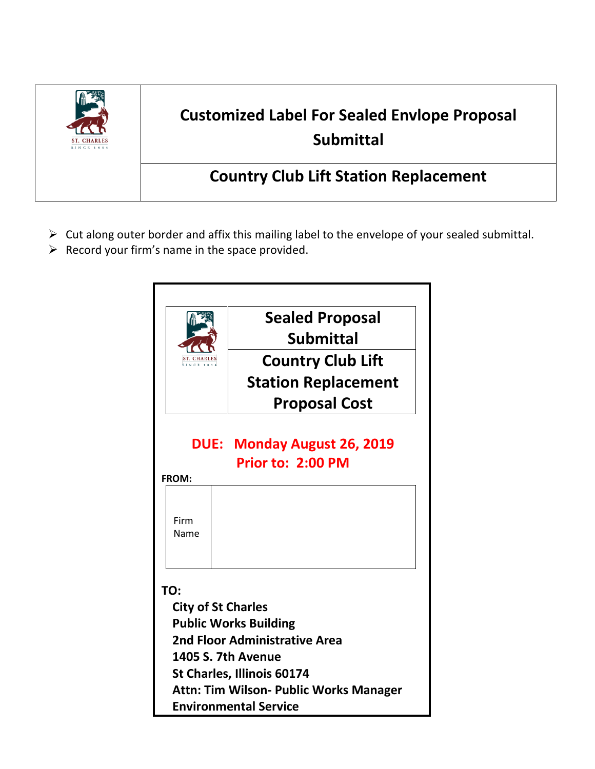| | |
|---|---|
| ST. CHARLES SINCE 1834 | **Customized Label For Sealed Envlope Proposal Submittal** |
| | **Country Club Lift Station Replacement** |

- Cut along outer border and affix this mailing label to the envelope of your sealed submittal.
- Record your firm's name in the space provided.

| | |
|---|---|
| ST. CHARLES SINCE 1834 | **Sealed Proposal Submittal** |
| | **Country Club Lift Station Replacement Proposal Cost** |

**DUE: Monday August 26, 2019**
**Prior to: 2:00 PM**

**FROM:**

| | |
|---|---|
| Firm Name | |

**TO:**

**City of St Charles**
**Public Works Building**
**2nd Floor Administrative Area**
**1405 S. 7th Avenue**
**St Charles, Illinois 60174**
**Attn: Tim Wilson- Public Works Manager**
**Environmental Service**